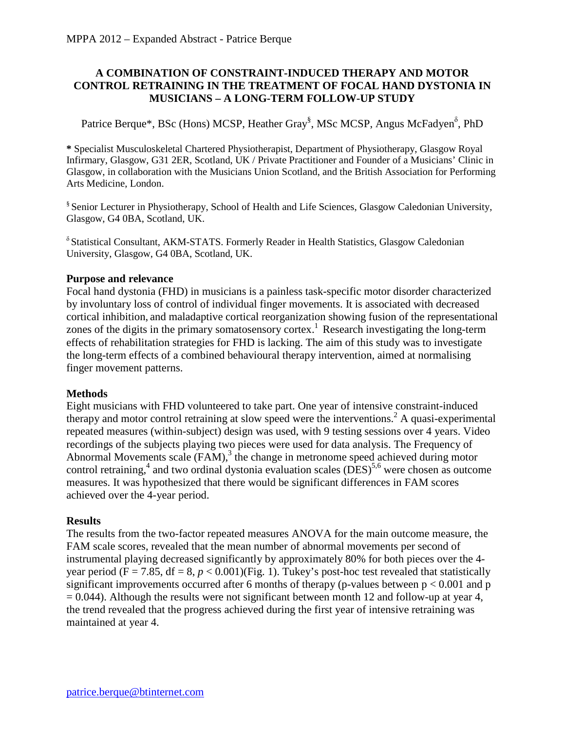# A COMBINATION OF CONSTRAINT-INDUCED THERAPY AND MOTOR CONTROL RETRAINING IN THE TREATMENT OF FOCAL HAND DYSTONIA IN MUSICIANS – A LONG-TERM FOLLOW-UP STUDY

Patrice Berque*, BSc (Hons) MCSP, Heather Gray[§], MSc MCSP, Angus McFadyen[δ], PhD

**\*** Specialist Musculoskeletal Chartered Physiotherapist, Department of Physiotherapy, Glasgow Royal Infirmary, Glasgow, G31 2ER, Scotland, UK / Private Practitioner and Founder of a Musicians' Clinic in Glasgow, in collaboration with the Musicians Union Scotland, and the British Association for Performing Arts Medicine, London.

[§] Senior Lecturer in Physiotherapy, School of Health and Life Sciences, Glasgow Caledonian University, Glasgow, G4 0BA, Scotland, UK.

[δ] Statistical Consultant, AKM-STATS. Formerly Reader in Health Statistics, Glasgow Caledonian University, Glasgow, G4 0BA, Scotland, UK.

### Purpose and relevance

Focal hand dystonia (FHD) in musicians is a painless task-specific motor disorder characterized by involuntary loss of control of individual finger movements. It is associated with decreased cortical inhibition, and maladaptive cortical reorganization showing fusion of the representational zones of the digits in the primary somatosensory cortex.[1] Research investigating the long-term effects of rehabilitation strategies for FHD is lacking. The aim of this study was to investigate the long-term effects of a combined behavioural therapy intervention, aimed at normalising finger movement patterns.

### Methods

Eight musicians with FHD volunteered to take part. One year of intensive constraint-induced therapy and motor control retraining at slow speed were the interventions.[2] A quasi-experimental repeated measures (within-subject) design was used, with 9 testing sessions over 4 years. Video recordings of the subjects playing two pieces were used for data analysis. The Frequency of Abnormal Movements scale (FAM),[3] the change in metronome speed achieved during motor control retraining,[4] and two ordinal dystonia evaluation scales (DES)[5,6] were chosen as outcome measures. It was hypothesized that there would be significant differences in FAM scores achieved over the 4-year period.

### Results

The results from the two-factor repeated measures ANOVA for the main outcome measure, the FAM scale scores, revealed that the mean number of abnormal movements per second of instrumental playing decreased significantly by approximately 80% for both pieces over the 4-year period ($F = 7.85$, df = 8, $p < 0.001$)(Fig. 1). Tukey's post-hoc test revealed that statistically significant improvements occurred after 6 months of therapy (p-values between $p < 0.001$ and $p = 0.044$). Although the results were not significant between month 12 and follow-up at year 4, the trend revealed that the progress achieved during the first year of intensive retraining was maintained at year 4.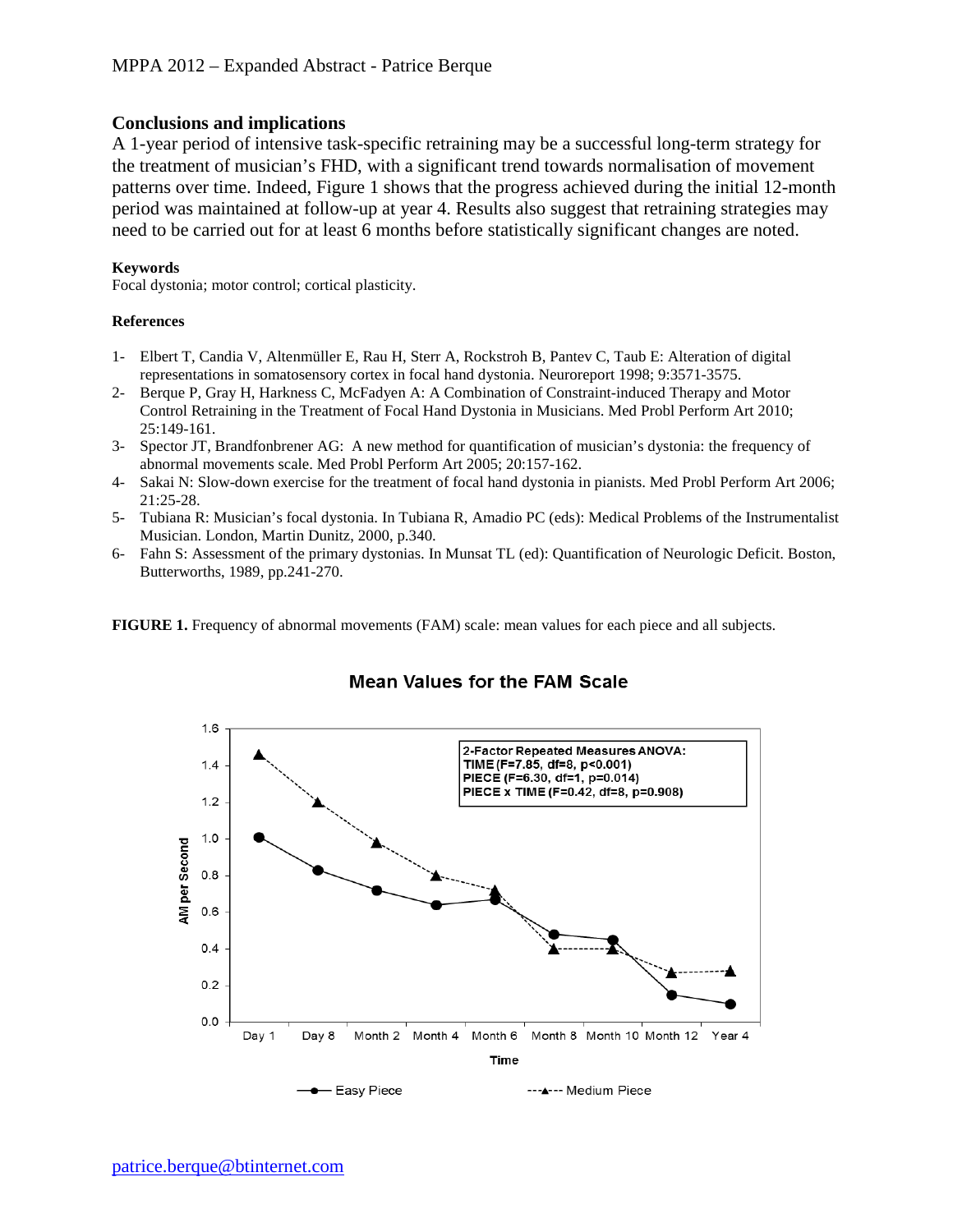## Conclusions and implications

A 1-year period of intensive task-specific retraining may be a successful long-term strategy for the treatment of musician's FHD, with a significant trend towards normalisation of movement patterns over time. Indeed, Figure 1 shows that the progress achieved during the initial 12-month period was maintained at follow-up at year 4. Results also suggest that retraining strategies may need to be carried out for at least 6 months before statistically significant changes are noted.

#### Keywords

Focal dystonia; motor control; cortical plasticity.

#### References

1- Elbert T, Candia V, Altenmüller E, Rau H, Sterr A, Rockstroh B, Pantev C, Taub E: Alteration of digital representations in somatosensory cortex in focal hand dystonia. Neuroreport 1998; 9:3571-3575.
2- Berque P, Gray H, Harkness C, McFadyen A: A Combination of Constraint-induced Therapy and Motor Control Retraining in the Treatment of Focal Hand Dystonia in Musicians. Med Probl Perform Art 2010; 25:149-161.
3- Spector JT, Brandfonbrener AG: A new method for quantification of musician's dystonia: the frequency of abnormal movements scale. Med Probl Perform Art 2005; 20:157-162.
4- Sakai N: Slow-down exercise for the treatment of focal hand dystonia in pianists. Med Probl Perform Art 2006; 21:25-28.
5- Tubiana R: Musician's focal dystonia. In Tubiana R, Amadio PC (eds): Medical Problems of the Instrumentalist Musician. London, Martin Dunitz, 2000, p.340.
6- Fahn S: Assessment of the primary dystonias. In Munsat TL (ed): Quantification of Neurologic Deficit. Boston, Butterworths, 1989, pp.241-270.

**FIGURE 1.** Frequency of abnormal movements (FAM) scale: mean values for each piece and all subjects.

Mean Values for the FAM Scale

2-Factor Repeated Measures ANOVA:
TIME ($F=7.85$, $df=8$, $p<0.001$)
PIECE ($F=6.30$, $df=1$, $p=0.014$)
PIECE x TIME ($F=0.42$, $df=8$, $p=0.908$)

AM per Second

1.6
1.4
1.2
1.0
0.8
0.6
0.4
0.2
0.0

Day 1, Day 8, Month 2, Month 4, Month 6, Month 8, Month 10, Month 12, Year 4

Time

Easy Piece
Medium Piece